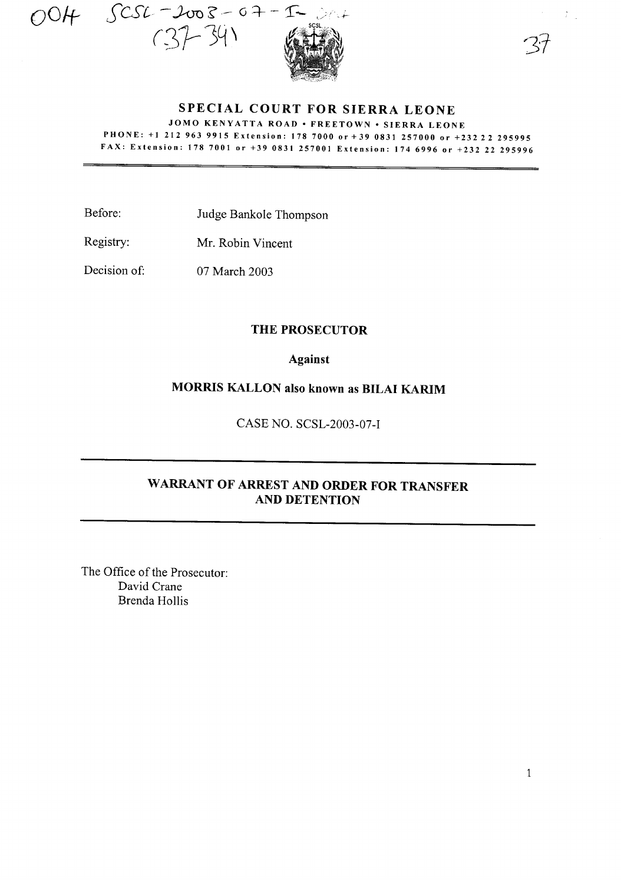004 SCSL-2003-07-I

(37-39)

# SPECIAL COURT FOR SIERRA LEONE

**JOMO KENYATTA ROAD • FREETOWN • SIERRA LEONE**

PHONE: +1 212 963 9915 Extension: 178 7000 or +39 0831 257000 or +232 22 295995

FAX: Extension: 178 7001 or +39 0831 257001 Extension: 174 6996 or +232 22 295996

---

Before: Judge Bankole Thompson

Registry: Mr. Robin Vincent

Decision of: 07 March 2003

**THE PROSECUTOR**

**Against**

**MORRIS KALLON also known as BILAI KARIM**

CASE NO. SCSL-2003-07-I

---

## WARRANT OF ARREST AND ORDER FOR TRANSFER AND DETENTION

---

The Office of the Prosecutor:

David Crane

Brenda Hollis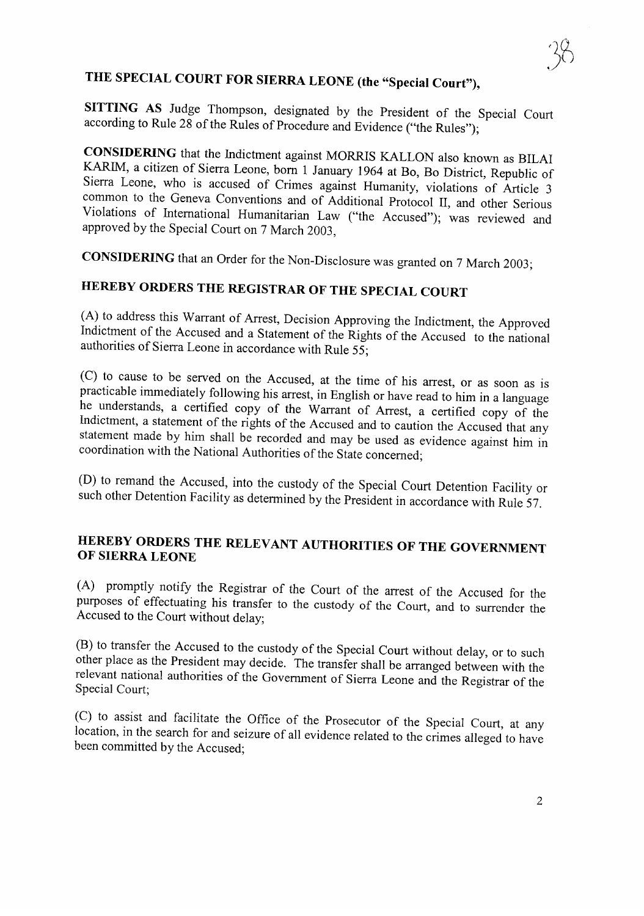**THE SPECIAL COURT FOR SIERRA LEONE (the "Special Court"),**

**SITTING AS** Judge Thompson, designated by the President of the Special Court according to Rule 28 of the Rules of Procedure and Evidence ("the Rules");

**CONSIDERING** that the Indictment against MORRIS KALLON also known as BILAI KARIM, a citizen of Sierra Leone, born 1 January 1964 at Bo, Bo District, Republic of Sierra Leone, who is accused of Crimes against Humanity, violations of Article 3 common to the Geneva Conventions and of Additional Protocol II, and other Serious Violations of International Humanitarian Law ("the Accused"); was reviewed and approved by the Special Court on 7 March 2003,

**CONSIDERING** that an Order for the Non-Disclosure was granted on 7 March 2003;

**HEREBY ORDERS THE REGISTRAR OF THE SPECIAL COURT**

(A) to address this Warrant of Arrest, Decision Approving the Indictment, the Approved Indictment of the Accused and a Statement of the Rights of the Accused to the national authorities of Sierra Leone in accordance with Rule 55;

(C) to cause to be served on the Accused, at the time of his arrest, or as soon as is practicable immediately following his arrest, in English or have read to him in a language he understands, a certified copy of the Warrant of Arrest, a certified copy of the Indictment, a statement of the rights of the Accused and to caution the Accused that any statement made by him shall be recorded and may be used as evidence against him in coordination with the National Authorities of the State concerned;

(D) to remand the Accused, into the custody of the Special Court Detention Facility or such other Detention Facility as determined by the President in accordance with Rule 57.

**HEREBY ORDERS THE RELEVANT AUTHORITIES OF THE GOVERNMENT OF SIERRA LEONE**

(A) promptly notify the Registrar of the Court of the arrest of the Accused for the purposes of effectuating his transfer to the custody of the Court, and to surrender the Accused to the Court without delay;

(B) to transfer the Accused to the custody of the Special Court without delay, or to such other place as the President may decide. The transfer shall be arranged between with the relevant national authorities of the Government of Sierra Leone and the Registrar of the Special Court;

(C) to assist and facilitate the Office of the Prosecutor of the Special Court, at any location, in the search for and seizure of all evidence related to the crimes alleged to have been committed by the Accused;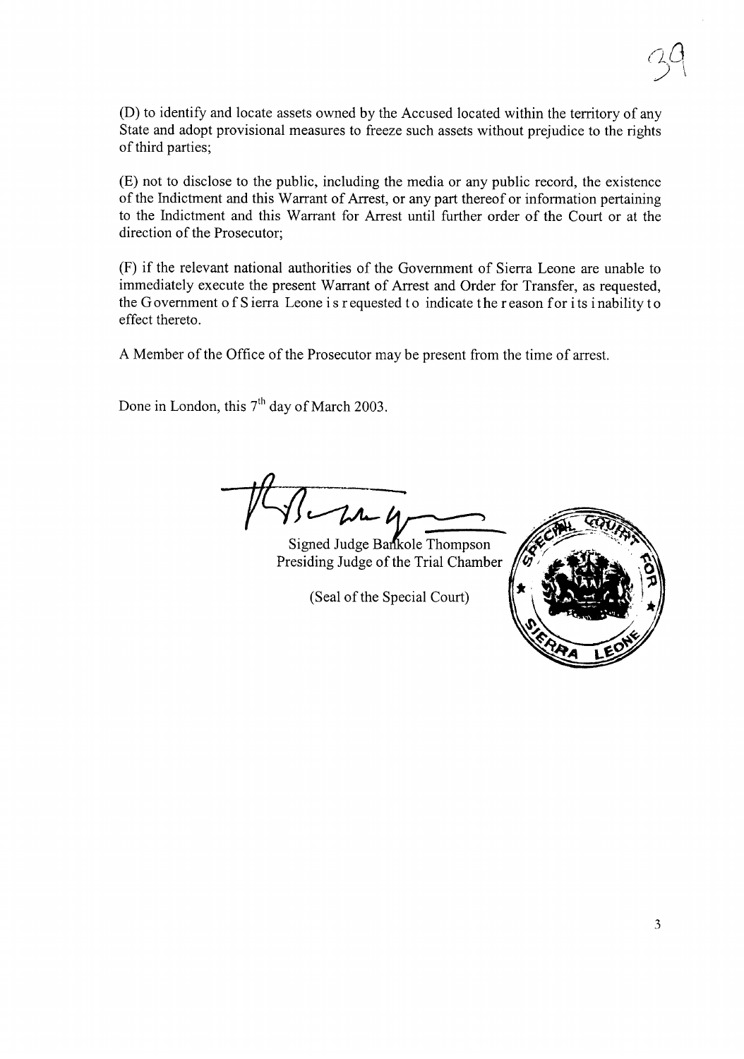(D) to identify and locate assets owned by the Accused located within the territory of any State and adopt provisional measures to freeze such assets without prejudice to the rights of third parties;

(E) not to disclose to the public, including the media or any public record, the existence of the Indictment and this Warrant of Arrest, or any part thereof or information pertaining to the Indictment and this Warrant for Arrest until further order of the Court or at the direction of the Prosecutor;

(F) if the relevant national authorities of the Government of Sierra Leone are unable to immediately execute the present Warrant of Arrest and Order for Transfer, as requested, the Government of Sierra Leone is requested to indicate the reason for its inability to effect thereto.

A Member of the Office of the Prosecutor may be present from the time of arrest.

Done in London, this 7th day of March 2003.

Signed Judge Bankole Thompson
Presiding Judge of the Trial Chamber

(Seal of the Special Court)

SPECIAL COURT FOR SIERRA LEONE